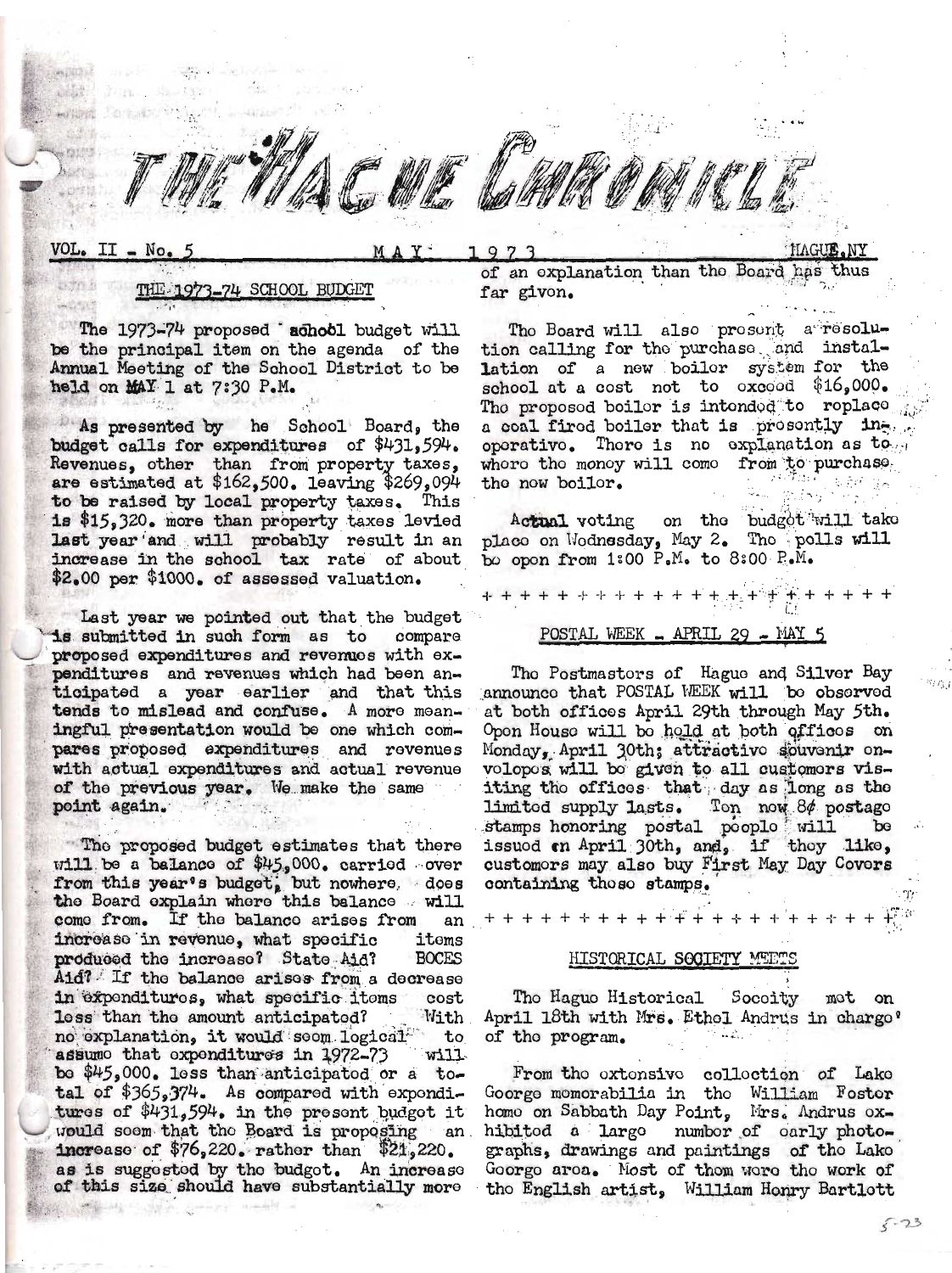# THE HAGUE CHRONICLE

VOL. II - No. 5 MAY 1973 HAGUE, NY

## THE 1973-74 SCHOOL BUDGET

The 1973-74 proposed school budget will be the principal item on the agenda of the Annual Meeting of the School District to be held on MAY 1 at 7:30 P.M.

As presented by he School Board, the budget calls for expenditures of $431,594. Revenues, other than from property taxes, are estimated at $162,500. leaving $269,094 to be raised by local property taxes. This is $15,320. more than property taxes levied last year and will probably result in an increase in the school tax rate of about $2.00 per $1000. of assessed valuation.

Last year we pointed out that the budget is submitted in such form as to compare proposed expenditures and revenues with expenditures and revenues which had been anticipated a year earlier and that this tends to mislead and confuse. A more meaningful presentation would be one which compares proposed expenditures and revenues with actual expenditures and actual revenue of the previous year. We make the same point again.

The proposed budget estimates that there will be a balance of $45,000. carried over from this year's budget, but nowhere does the Board explain where this balance will come from. If the balance arises from an increase in revenue, what specific items produced the increase? State Aid? BOCES Aid? If the balance arises from a decrease in expenditures, what specific items cost less than the amount anticipated? With no explanation, it would seem logical to assume that expenditures in 1972-73 will be $45,000. less than anticipated or a total of $365,374. As compared with expenditures of $431,594. in the present budget it would seem that the Board is proposing an increase of $76,220. rather than $21,220. as is suggested by the budget. An increase of this size should have substantially more of an explanation than the Board has thus far given.

The Board will also present a resolution calling for the purchase and installation of a new boiler system for the school at a cost not to exceed $16,000. The proposed boiler is intended to replace a coal fired boiler that is presently inoperative. There is no explanation as to where the money will come from to purchase the new boiler.

Actual voting on the budget will take place on Wednesday, May 2. The polls will be open from 1:00 P.M. to 8:00 P.M.

+ + + + + + + + + + + + + + + + + + + + +

## POSTAL WEEK - APRIL 29 - MAY 5

The Postmasters of Hague and Silver Bay announce that POSTAL WEEK will be observed at both offices April 29th through May 5th. Open House will be held at both offices on Monday, April 30th; attractive souvenir envelopes will be given to all customers visiting the offices that day as long as the limited supply lasts. Ten new 8¢ postage stamps honoring postal people will be issued on April 30th, and, if they like, customers may also buy First May Day Covers containing those stamps.

+ + + + + + + + + + + + + + + + + + + + +

## HISTORICAL SOCIETY MEETS

The Hague Historical Society met on April 18th with Mrs. Ethel Andrus in charge of the program.

From the extensive collection of Lake George memorabilia in the William Foster home on Sabbath Day Point, Mrs. Andrus exhibited a large number of early photographs, drawings and paintings of the Lake George area. Most of them were the work of the English artist, William Henry Bartlett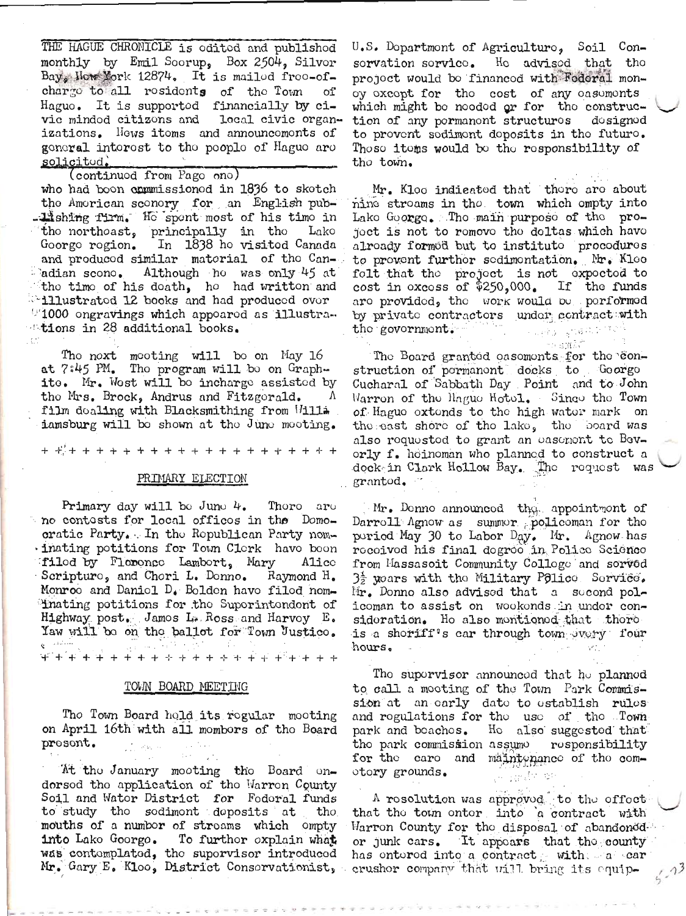THE HAGUE CHRONICLE is edited and published monthly by Emil Seerup, Box 2504, Silver Bay, New York 12874. It is mailed free-of-charge to all residents of the Town of Hague. It is supported financially by civic minded citizens and local civic organizations. News items and announcements of general interest to the people of Hague are solicited.

(continued from Page one)

who had been commissioned in 1836 to sketch the American scenery for an English publishing firm. He spent most of his time in the northeast, principally in the Lake George region. In 1838 he visited Canada and produced similar material of the Canadian scene. Although he was only 45 at the time of his death, he had written and illustrated 12 books and had produced over 1000 engravings which appeared as illustrations in 28 additional books.

The next meeting will be on May 16 at 7:45 PM. The program will be on Graphite. Mr. West will be incharge assisted by the Mrs. Brock, Andrus and Fitzgerald. A film dealing with Blacksmithing from Williamsburg will be shown at the June meeting.

+ + + + + + + + + + + + + + + + + + + + + + +

## PRIMARY ELECTION

Primary day will be June 4. There are no contests for local offices in the Democratic Party. In the Republican Party nominating petitions for Town Clerk have been filed by Florence Lambert, Mary Alice Scripture, and Cheri L. Denno. Raymond H. Monroe and Daniel D. Bolden have filed nominating petitions for the Superintendent of Highway post. James L. Ross and Harvey E. Yaw will be on the ballot for Town Justice.

+ + + + + + + + + + + + + + + + + + + + + + +

## TOWN BOARD MEETING

The Town Board held its regular meeting on April 16th with all members of the Board present.

At the January meeting the Board endorsed the application of the Warren County Soil and Water District for Federal funds to study the sediment deposits at the mouths of a number of streams which empty into Lake George. To further explain what was contemplated, the supervisor introduced Mr. Gary E. Kloo, District Conservationist, U.S. Department of Agriculture, Soil Conservation service. He advised that the project would be financed with Federal money except for the cost of any easements which might be needed or for the construction of any permanent structures designed to prevent sediment deposits in the future. These items would be the responsibility of the town.

Mr. Kloo indicated that there are about nine streams in the town which empty into Lake George. The main purpose of the project is not to remove the deltas which have already formed but to institute procedures to prevent further sedimentation. Mr. Kloo felt that the project is not expected to cost in excess of $250,000. If the funds are provided, the work would be performed by private contractors under contract with the government.

The Board granted easements for the construction of permanent docks to George Cucharal of Sabbath Day Point and to John Warren of the Hague Hotel. Since the Town of Hague extends to the high water mark on the east shore of the lake, the board was also requested to grant an easement to Beverly f. heineman who planned to construct a dock in Clark Hollow Bay. The request was granted.

Mr. Denno announced the appointment of Darroll Agnew as summer policeman for the period May 30 to Labor Day. Mr. Agnew has received his final degree in Police Science from Massasoit Community College and served $3\frac{1}{2}$ years with the Military Police Service. Mr. Denno also advised that a second policeman to assist on weekends in under consideration. He also mentioned that there is a sheriff's car through town every four hours.

The supervisor announced that he planned to call a meeting of the Town Park Commission at an early date to establish rules and regulations for the use of the Town park and beaches. He also suggested that the park commission assume responsibility for the care and maintenance of the cemetery grounds.

A resolution was approved to the effect that the town enter into a contract with Warren County for the disposal of abandoned or junk cars. It appears that the county has entered into a contract with a car crusher company that will bring its equip-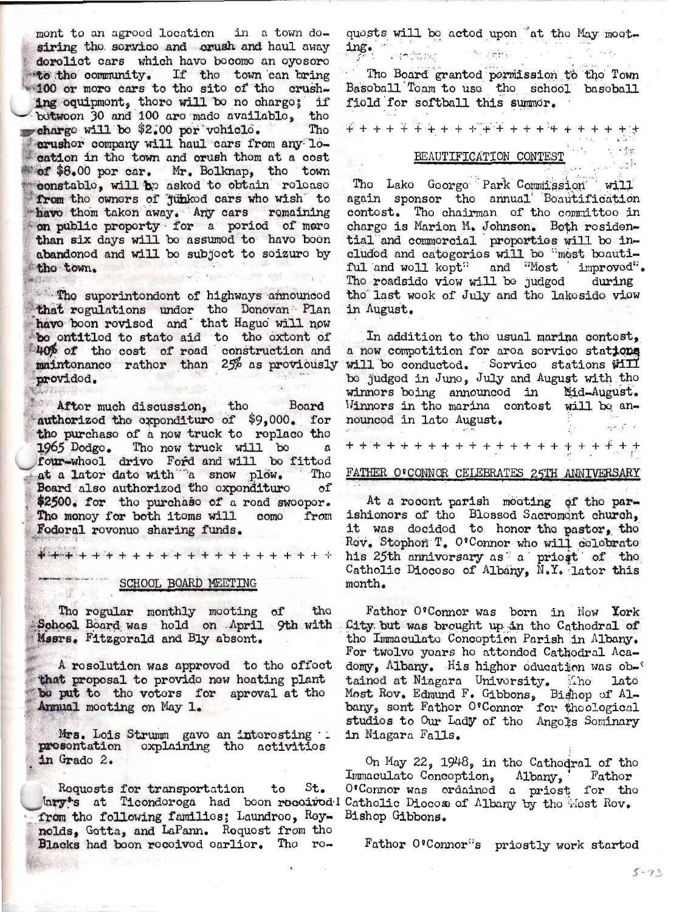ment to an agreed location in a town desiring the service and crush and haul away derelict cars which have become an eyesore to the community. If the town can bring 100 or more cars to the site of the crushing equipment, there will be no charge; if between 30 and 100 are made available, the charge will be $2.00 per vehicle. The crusher company will haul cars from any location in the town and crush them at a cost of $8.00 per car. Mr. Belknap, the town constable, will be asked to obtain release from the owners of junked cars who wish to have them taken away. Any cars remaining on public property for a period of more than six days will be assumed to have been abandoned and will be subject to seizure by the town.

The superintendent of highways announced that regulations under the Donovan Plan have been revised and that Hague will now be entitled to state aid to the extent of 40% of the cost of road construction and maintenance rather than 25% as previously provided.

After much discussion, the Board authorized the expenditure of $9,000. for the purchase of a new truck to replace the 1965 Dodge. The new truck will be a four-wheel drive Ford and will be fitted at a later date with a snow plow. The Board also authorized the expenditure of $2500. for the purchase of a road sweeper. The money for both items will come from Federal revenue sharing funds.

+ + + + + + + + + + + + + + + + + + + + +

## SCHOOL BOARD MEETING

The regular monthly meeting of the School Board was held on April 9th with Messrs. Fitzgerald and Bly absent.

A resolution was approved to the effect that proposal to provide new heating plant be put to the voters for aproval at the Annual meeting on May 1.

Mrs. Lois Strumm gave an interesting presentation explaining the activities in Grade 2.

Requests for transportation to St. Mary's at Ticonderoga had been received from the following families; Laundree, Reynolds, Getta, and LaPann. Request from the Blacks had been received earlier. The requests will be acted upon at the May meeting.

The Board granted permission to the Town Baseball Team to use the school baseball field for softball this summer.

+ + + + + + + + + + + + + + + + + + + + +

## BEAUTIFICATION CONTEST

The Lake George Park Commission will again sponsor the annual Beautification contest. The chairman of the committee in charge is Marion M. Johnson. Both residential and commercial properties will be included and categories will be "most beautiful and well kept" and "Most improved". The roadside view will be judged during the last week of July and the lakeside view in August.

In addition to the usual marina contest, a new competition for area service stations will be conducted. Service stations will be judged in June, July and August with the winners being announced in Mid-August. Winners in the marina contest will be announced in late August.

+ + + + + + + + + + + + + + + + + + + + +

## FATHER O'CONNOR CELEBRATES 25TH ANNIVERSARY

At a recent parish meeting of the parishioners of the Blessed Sacrament church, it was decided to honor the pastor, the Rev. Stephen T. O'Connor who will celebrate his 25th anniversary as a priest of the Catholic Diocese of Albany, N.Y. later this month.

Father O'Connor was born in New York City but was brought up in the Cathedral of the Immaculate Conception Parish in Albany. For twelve years he attended Cathedral Academy, Albany. His higher education was obtained at Niagara University. The late Most Rev. Edmund F. Gibbons, Bishop of Albany, sent Father O'Connor for theological studies to Our Lady of the Angels Seminary in Niagara Falls.

On May 22, 1948, in the Cathedral of the Immaculate Conception, Albany, Father O'Connor was ordained a priest for the Catholic Diocese of Albany by the Most Rev. Bishop Gibbons.

Father O'Connor's priestly work started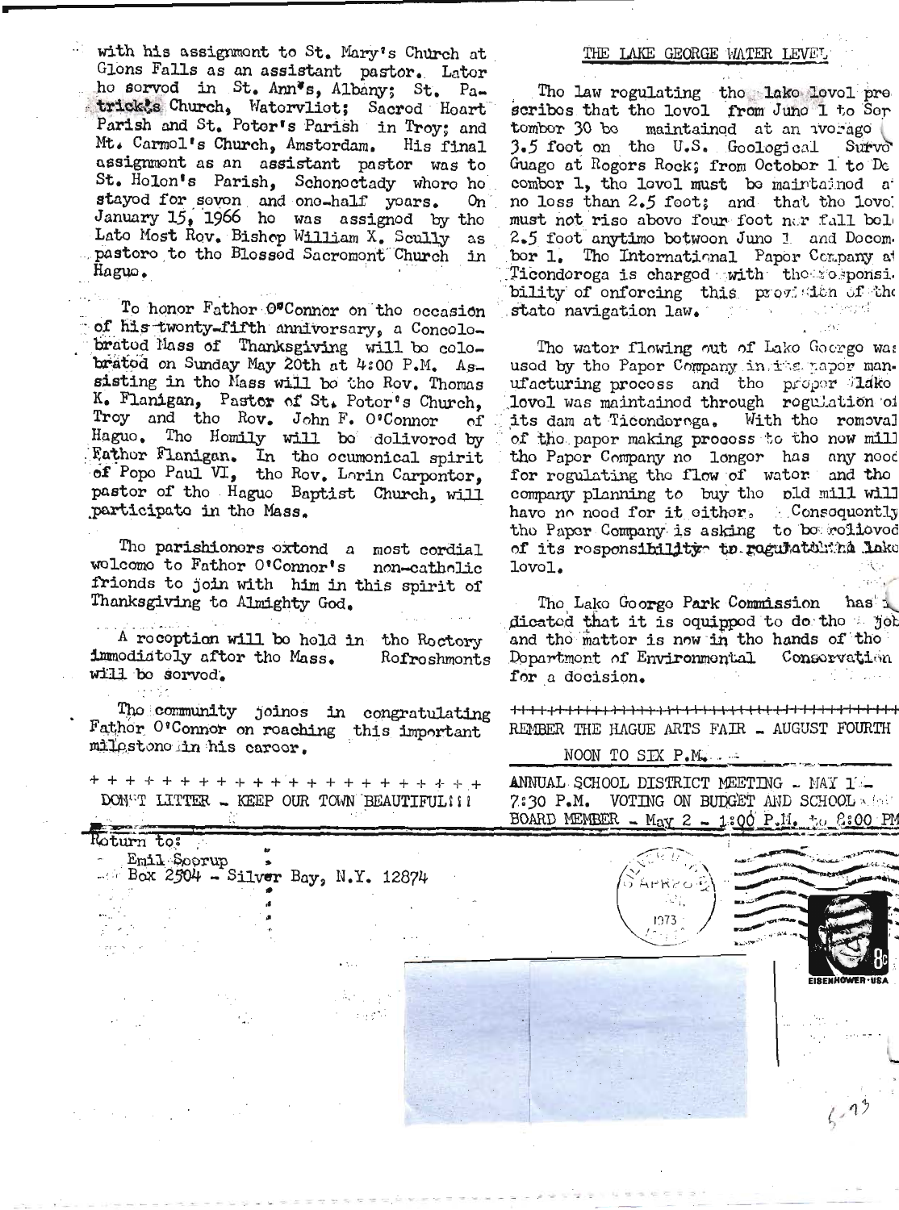with his assignment to St. Mary's Church at Glens Falls as an assistant pastor. Later he served in St. Ann's, Albany; St. Patrick's Church, Watervliet; Sacred Heart Parish and St. Peter's Parish in Troy; and Mt. Carmel's Church, Amsterdam. His final assignment as an assistant pastor was to St. Helen's Parish, Schenectady where he stayed for seven and one-half years. On January 15, 1966 he was assigned by the Late Most Rev. Bishop William X. Scully as pastore to the Blessed Sacrament Church in Hague.

To honor Father O'Connor on the occasion of his twenty-fifth anniversary, a Concelebrated Mass of Thanksgiving will be celebrated on Sunday May 20th at 4:00 P.M. Assisting in the Mass will be the Rev. Thomas K. Flanigan, Pastor of St. Peter's Church, Troy and the Rev. John F. O'Connor of Hague. The Homily will be delivered by Father Flanigan. In the ecumenical spirit of Pope Paul VI, the Rev. Lorin Carpenter, pastor of the Hague Baptist Church, will participate in the Mass.

The parishioners extend a most cordial welcome to Father O'Connor's non-catholic friends to join with him in this spirit of Thanksgiving to Almighty God.

A reception will be held in the Rectory immediately after the Mass. Refreshments will be served.

The community joines in congratulating Father O'Connor on reaching this important milestone in his career.

+ + + + + + + + + + + + + + + + + + + + + +
DON'T LITTER - KEEP OUR TOWN BEAUTIFUL!!!

## THE LAKE GEORGE WATER LEVEL

The law regulating the lake level prescribes that the level from June 1 to September 30 be maintained at an average 3.5 feet on the U.S. Geological Survey Guage at Rogers Rock; from October 1 to December 1, the level must be maintained at no less than 2.5 feet; and that the level must not rise above four feet nor fall below 2.5 feet anytime between June 1 and December 1. The International Paper Company at Ticonderoga is charged with the responsibility of enforcing this provision of the state navigation law.

The water flowing out of Lake George was used by the Paper Company in its paper manufacturing process and the proper lake level was maintained through regulation of its dam at Ticonderoga. With the removal of the paper making process to the new mill the Paper Company no longer has any need for regulating the flow of water and the company planning to buy the old mill will have no need for it either. Consequently the Paper Company is asking to be relieved of its responsibility to regulate the lake level.

The Lake George Park Commission has indicated that it is equipped to do the job and the matter is now in the hands of the Department of Environmental Conservation for a decision.

++++++++++++++++++++++++++++++++++++++++++
REMBER THE HAGUE ARTS FAIR - AUGUST FOURTH
NOON TO SIX P.M.

ANNUAL SCHOOL DISTRICT MEETING - MAY 1 - 7:30 P.M. VOTING ON BUDGET AND SCHOOL BOARD MEMBER - May 2 - 1:00 P.M. to 8:00 PM

Return to:
Emil Seerup
Box 2504 - Silver Bay, N.Y. 12874